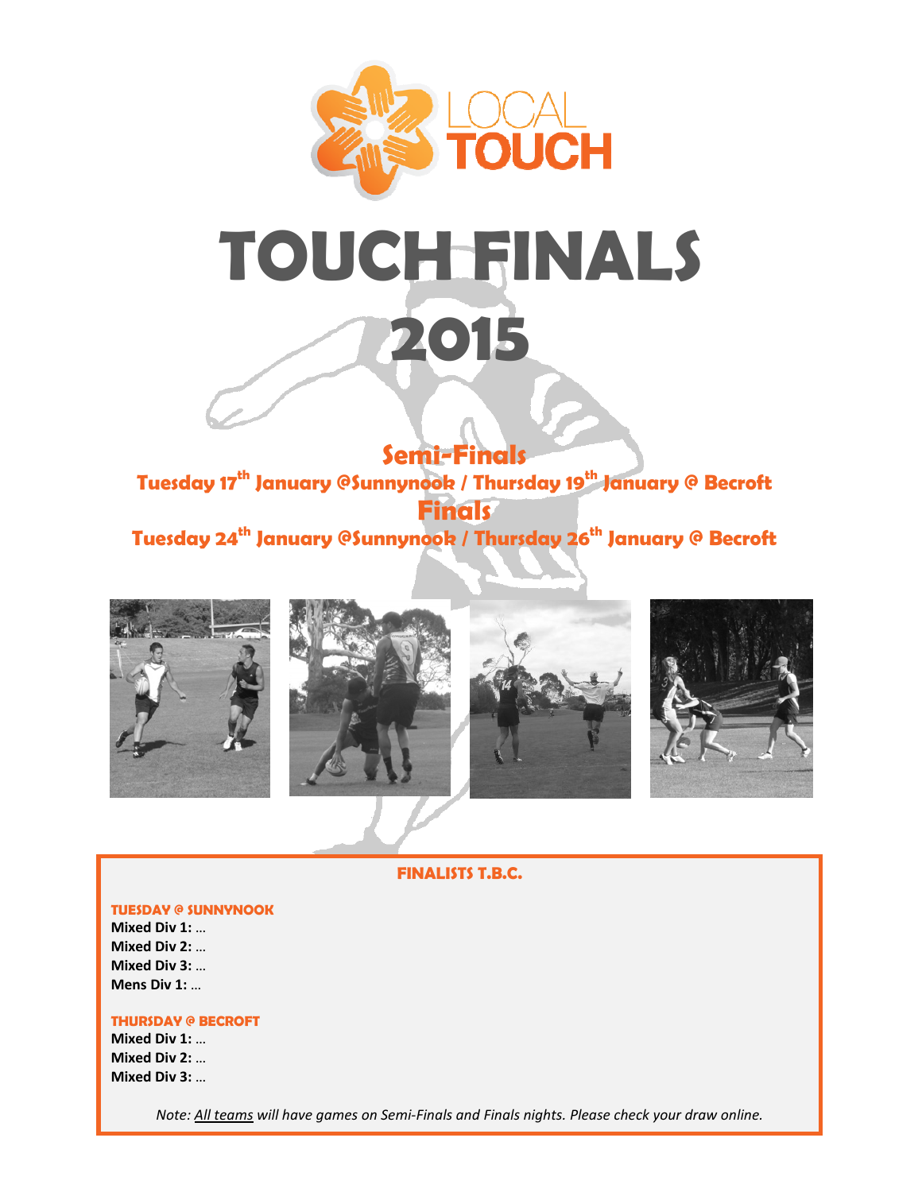LOCAL TOUCH

# TOUCH FINALS 2015

## Semi-Finals

**Tuesday 17th January @Sunnynook / Thursday 19th January @ Becroft**

## Finals

**Tuesday 24th January @Sunnynook / Thursday 26th January @ Becroft**

### FINALISTS T.B.C.

**TUESDAY @ SUNNYNOOK**

**Mixed Div 1:** …
**Mixed Div 2:** …
**Mixed Div 3:** …
**Mens Div 1:** …

**THURSDAY @ BECROFT**

**Mixed Div 1:** …
**Mixed Div 2:** …
**Mixed Div 3:** …

*Note: All teams will have games on Semi-Finals and Finals nights. Please check your draw online.*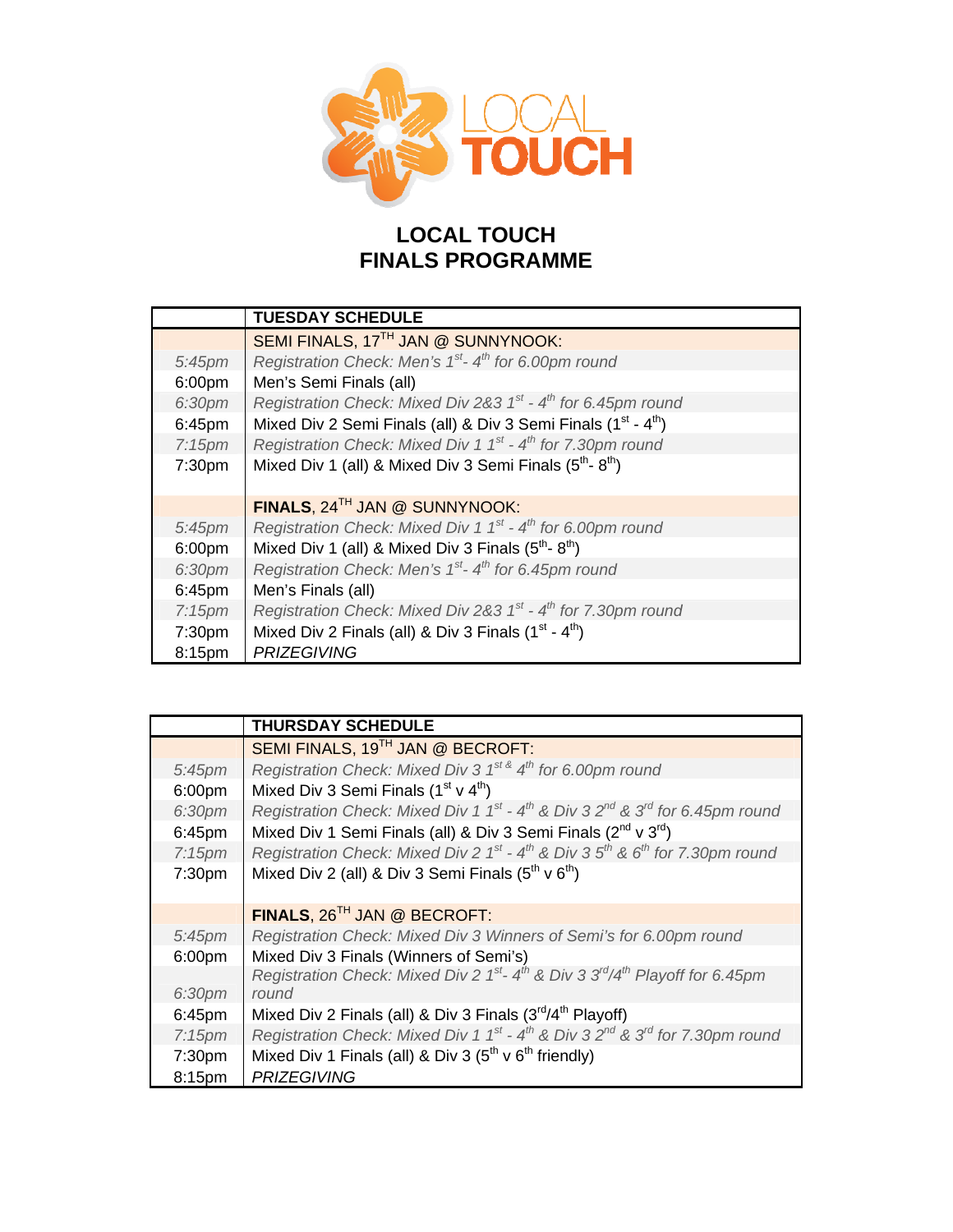# LOCAL TOUCH
# FINALS PROGRAMME

| | TUESDAY SCHEDULE |
|---|---|
| | SEMI FINALS, 17TH JAN @ SUNNYNOOK: |
| *5:45pm* | *Registration Check: Men's 1st - 4th for 6.00pm round* |
| 6:00pm | Men's Semi Finals (all) |
| *6:30pm* | *Registration Check: Mixed Div 2&3 1st - 4th for 6.45pm round* |
| 6:45pm | Mixed Div 2 Semi Finals (all) & Div 3 Semi Finals (1st - 4th) |
| *7:15pm* | *Registration Check: Mixed Div 1 1st - 4th for 7.30pm round* |
| 7:30pm | Mixed Div 1 (all) & Mixed Div 3 Semi Finals (5th - 8th) |
| | |
| | **FINALS**, 24TH JAN @ SUNNYNOOK: |
| *5:45pm* | *Registration Check: Mixed Div 1 1st - 4th for 6.00pm round* |
| 6:00pm | Mixed Div 1 (all) & Mixed Div 3 Finals (5th - 8th) |
| *6:30pm* | *Registration Check: Men's 1st - 4th for 6.45pm round* |
| 6:45pm | Men's Finals (all) |
| *7:15pm* | *Registration Check: Mixed Div 2&3 1st - 4th for 7.30pm round* |
| 7:30pm | Mixed Div 2 Finals (all) & Div 3 Finals (1st - 4th) |
| 8:15pm | *PRIZEGIVING* |

| | THURSDAY SCHEDULE |
|---|---|
| | SEMI FINALS, 19TH JAN @ BECROFT: |
| *5:45pm* | *Registration Check: Mixed Div 3 1st & 4th for 6.00pm round* |
| 6:00pm | Mixed Div 3 Semi Finals (1st v 4th) |
| *6:30pm* | *Registration Check: Mixed Div 1 1st - 4th & Div 3 2nd & 3rd for 6.45pm round* |
| 6:45pm | Mixed Div 1 Semi Finals (all) & Div 3 Semi Finals (2nd v 3rd) |
| *7:15pm* | *Registration Check: Mixed Div 2 1st - 4th & Div 3 5th & 6th for 7.30pm round* |
| 7:30pm | Mixed Div 2 (all) & Div 3 Semi Finals (5th v 6th) |
| | |
| | **FINALS**, 26TH JAN @ BECROFT: |
| *5:45pm* | *Registration Check: Mixed Div 3 Winners of Semi's for 6.00pm round* |
| 6:00pm | Mixed Div 3 Finals (Winners of Semi's) |
| *6:30pm* | *Registration Check: Mixed Div 2 1st - 4th & Div 3 3rd/4th Playoff for 6.45pm round* |
| 6:45pm | Mixed Div 2 Finals (all) & Div 3 Finals (3rd/4th Playoff) |
| *7:15pm* | *Registration Check: Mixed Div 1 1st - 4th & Div 3 2nd & 3rd for 7.30pm round* |
| 7:30pm | Mixed Div 1 Finals (all) & Div 3 (5th v 6th friendly) |
| 8:15pm | *PRIZEGIVING* |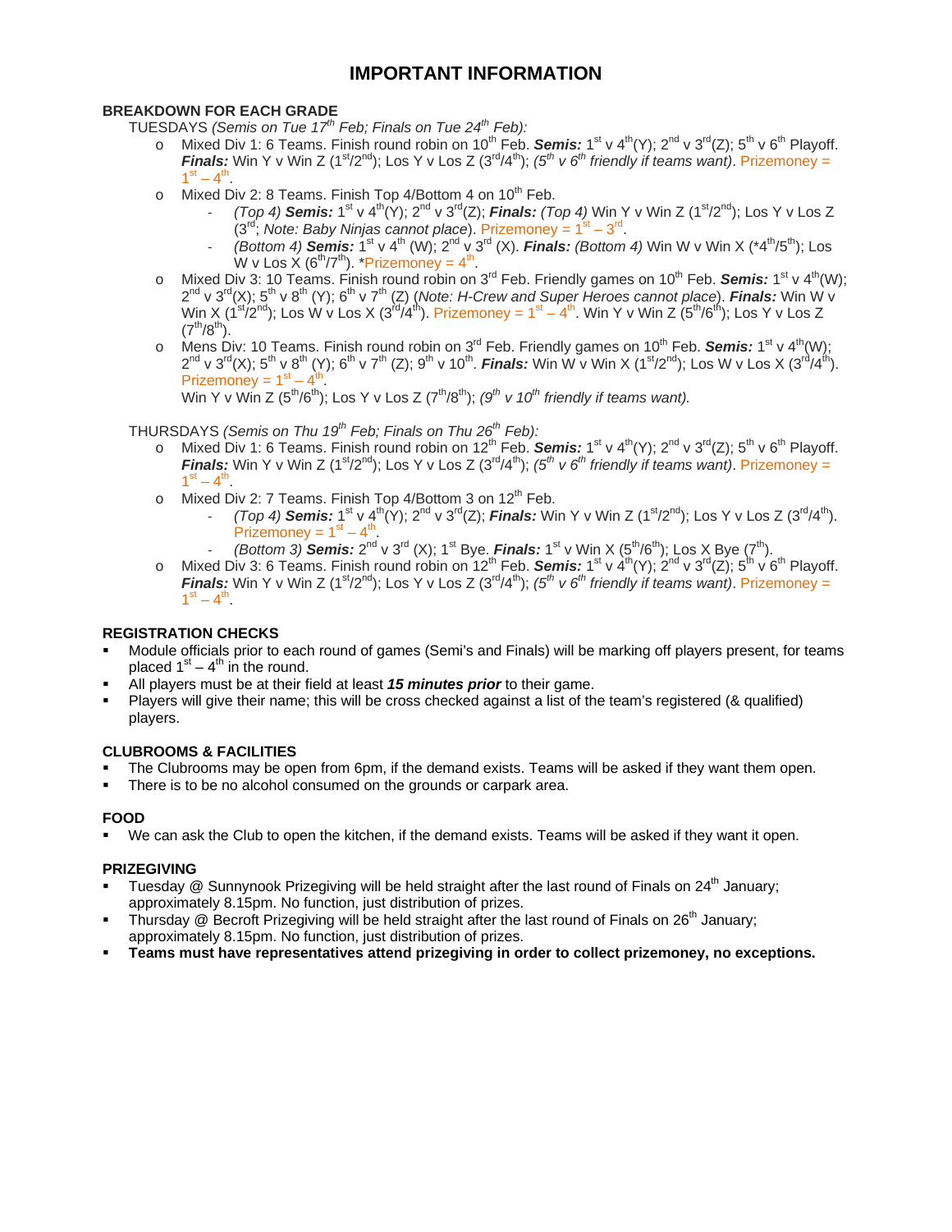# IMPORTANT INFORMATION

**BREAKDOWN FOR EACH GRADE**

TUESDAYS *(Semis on Tue 17th Feb; Finals on Tue 24th Feb):*

- Mixed Div 1: 6 Teams. Finish round robin on 10th Feb. ***Semis:*** 1st v 4th(Y); 2nd v 3rd(Z); 5th v 6th Playoff. ***Finals:*** Win Y v Win Z (1st/2nd); Los Y v Los Z (3rd/4th); *(5th v 6th friendly if teams want)*. Prizemoney = 1st – 4th.
- Mixed Div 2: 8 Teams. Finish Top 4/Bottom 4 on 10th Feb.
  - *(Top 4)* ***Semis:*** 1st v 4th(Y); 2nd v 3rd(Z); ***Finals:*** *(Top 4)* Win Y v Win Z (1st/2nd); Los Y v Los Z (3rd; *Note: Baby Ninjas cannot place*). Prizemoney = 1st – 3rd.
  - *(Bottom 4)* ***Semis:*** 1st v 4th (W); 2nd v 3rd (X). ***Finals:*** *(Bottom 4)* Win W v Win X (*4th/5th); Los W v Los X (6th/7th). *Prizemoney = 4th.
- Mixed Div 3: 10 Teams. Finish round robin on 3rd Feb. Friendly games on 10th Feb. ***Semis:*** 1st v 4th(W); 2nd v 3rd(X); 5th v 8th (Y); 6th v 7th (Z) (*Note: H-Crew and Super Heroes cannot place*). ***Finals:*** Win W v Win X (1st/2nd); Los W v Los X (3rd/4th). Prizemoney = 1st – 4th. Win Y v Win Z (5th/6th); Los Y v Los Z (7th/8th).
- Mens Div: 10 Teams. Finish round robin on 3rd Feb. Friendly games on 10th Feb. ***Semis:*** 1st v 4th(W); 2nd v 3rd(X); 5th v 8th (Y); 6th v 7th (Z); 9th v 10th. ***Finals:*** Win W v Win X (1st/2nd); Los W v Los X (3rd/4th). Prizemoney = 1st – 4th.
  Win Y v Win Z (5th/6th); Los Y v Los Z (7th/8th); *(9th v 10th friendly if teams want).*

THURSDAYS *(Semis on Thu 19th Feb; Finals on Thu 26th Feb):*

- Mixed Div 1: 6 Teams. Finish round robin on 12th Feb. ***Semis:*** 1st v 4th(Y); 2nd v 3rd(Z); 5th v 6th Playoff. ***Finals:*** Win Y v Win Z (1st/2nd); Los Y v Los Z (3rd/4th); *(5th v 6th friendly if teams want)*. Prizemoney = 1st – 4th.
- Mixed Div 2: 7 Teams. Finish Top 4/Bottom 3 on 12th Feb.
  - *(Top 4)* ***Semis:*** 1st v 4th(Y); 2nd v 3rd(Z); ***Finals:*** Win Y v Win Z (1st/2nd); Los Y v Los Z (3rd/4th). Prizemoney = 1st – 4th.
  - *(Bottom 3)* ***Semis:*** 2nd v 3rd (X); 1st Bye. ***Finals:*** 1st v Win X (5th/6th); Los X Bye (7th).
- Mixed Div 3: 6 Teams. Finish round robin on 12th Feb. ***Semis:*** 1st v 4th(Y); 2nd v 3rd(Z); 5th v 6th Playoff. ***Finals:*** Win Y v Win Z (1st/2nd); Los Y v Los Z (3rd/4th); *(5th v 6th friendly if teams want)*. Prizemoney = 1st – 4th.

**REGISTRATION CHECKS**

- Module officials prior to each round of games (Semi's and Finals) will be marking off players present, for teams placed 1st – 4th in the round.
- All players must be at their field at least ***15 minutes prior*** to their game.
- Players will give their name; this will be cross checked against a list of the team's registered (& qualified) players.

**CLUBROOMS & FACILITIES**

- The Clubrooms may be open from 6pm, if the demand exists. Teams will be asked if they want them open.
- There is to be no alcohol consumed on the grounds or carpark area.

**FOOD**

- We can ask the Club to open the kitchen, if the demand exists. Teams will be asked if they want it open.

**PRIZEGIVING**

- Tuesday @ Sunnynook Prizegiving will be held straight after the last round of Finals on 24th January; approximately 8.15pm. No function, just distribution of prizes.
- Thursday @ Becroft Prizegiving will be held straight after the last round of Finals on 26th January; approximately 8.15pm. No function, just distribution of prizes.
- **Teams must have representatives attend prizegiving in order to collect prizemoney, no exceptions.**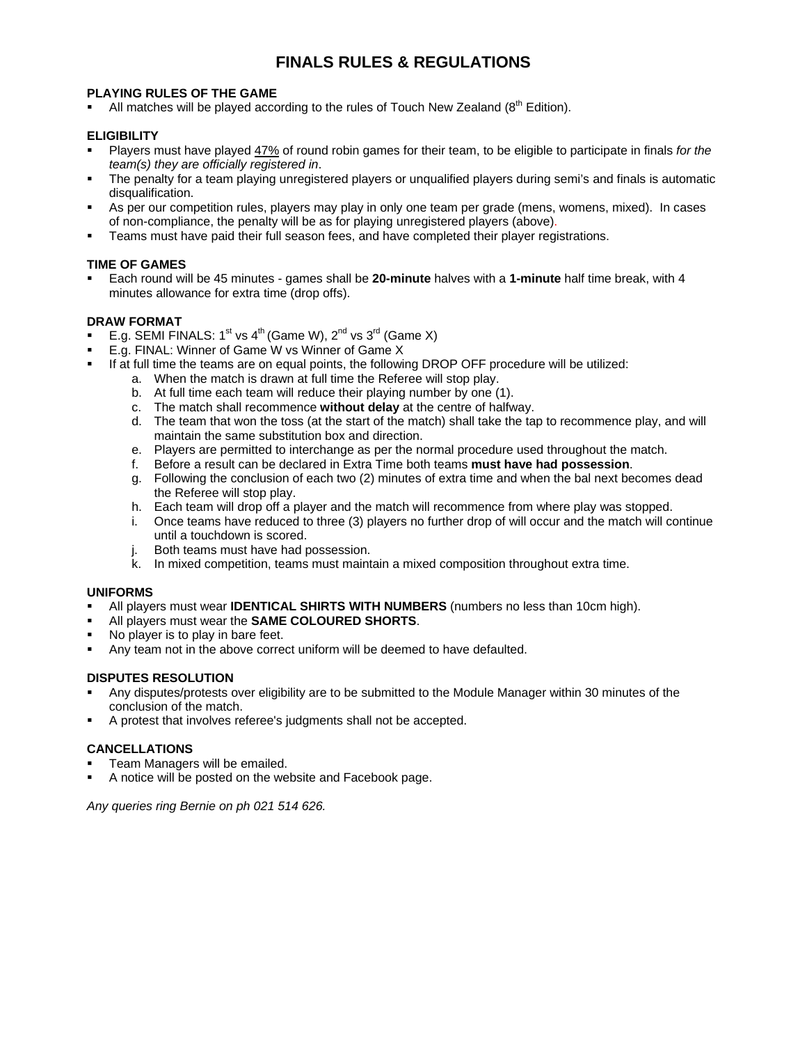# FINALS RULES & REGULATIONS

**PLAYING RULES OF THE GAME**

- All matches will be played according to the rules of Touch New Zealand (8th Edition).

**ELIGIBILITY**

- Players must have played 47% of round robin games for their team, to be eligible to participate in finals *for the team(s) they are officially registered in*.
- The penalty for a team playing unregistered players or unqualified players during semi's and finals is automatic disqualification.
- As per our competition rules, players may play in only one team per grade (mens, womens, mixed). In cases of non-compliance, the penalty will be as for playing unregistered players (above).
- Teams must have paid their full season fees, and have completed their player registrations.

**TIME OF GAMES**

- Each round will be 45 minutes - games shall be **20-minute** halves with a **1-minute** half time break, with 4 minutes allowance for extra time (drop offs).

**DRAW FORMAT**

- E.g. SEMI FINALS: 1st vs 4th (Game W), 2nd vs 3rd (Game X)
- E.g. FINAL: Winner of Game W vs Winner of Game X
- If at full time the teams are on equal points, the following DROP OFF procedure will be utilized:
  a. When the match is drawn at full time the Referee will stop play.
  b. At full time each team will reduce their playing number by one (1).
  c. The match shall recommence **without delay** at the centre of halfway.
  d. The team that won the toss (at the start of the match) shall take the tap to recommence play, and will maintain the same substitution box and direction.
  e. Players are permitted to interchange as per the normal procedure used throughout the match.
  f. Before a result can be declared in Extra Time both teams **must have had possession**.
  g. Following the conclusion of each two (2) minutes of extra time and when the bal next becomes dead the Referee will stop play.
  h. Each team will drop off a player and the match will recommence from where play was stopped.
  i. Once teams have reduced to three (3) players no further drop of will occur and the match will continue until a touchdown is scored.
  j. Both teams must have had possession.
  k. In mixed competition, teams must maintain a mixed composition throughout extra time.

**UNIFORMS**

- All players must wear **IDENTICAL SHIRTS WITH NUMBERS** (numbers no less than 10cm high).
- All players must wear the **SAME COLOURED SHORTS**.
- No player is to play in bare feet.
- Any team not in the above correct uniform will be deemed to have defaulted.

**DISPUTES RESOLUTION**

- Any disputes/protests over eligibility are to be submitted to the Module Manager within 30 minutes of the conclusion of the match.
- A protest that involves referee's judgments shall not be accepted.

**CANCELLATIONS**

- Team Managers will be emailed.
- A notice will be posted on the website and Facebook page.

*Any queries ring Bernie on ph 021 514 626.*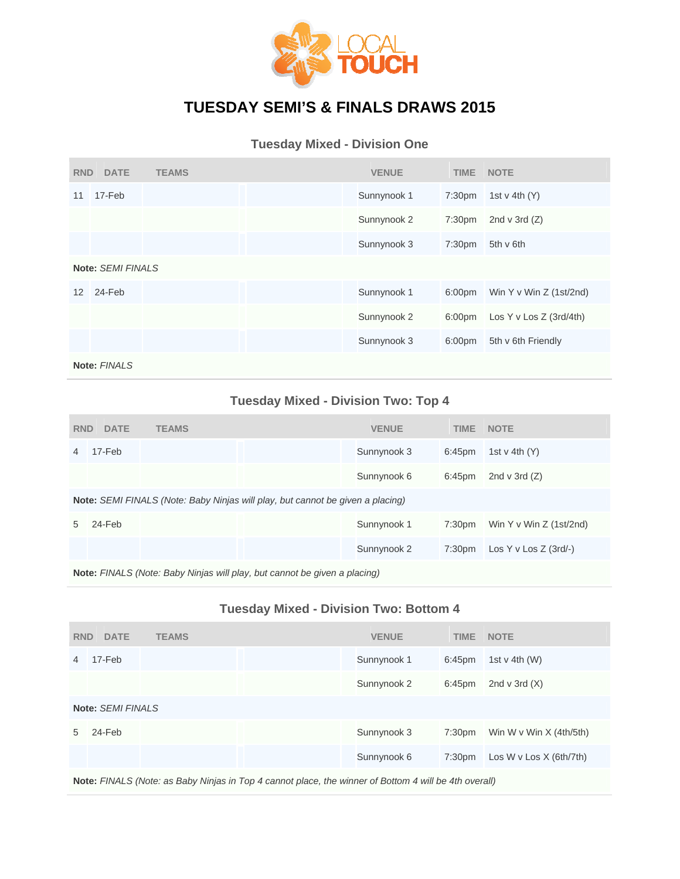# TUESDAY SEMI'S & FINALS DRAWS 2015

## Tuesday Mixed - Division One

| RND | DATE | TEAMS | | | VENUE | TIME | NOTE |
|---|---|---|---|---|---|---|---|
| 11 | 17-Feb | | | | Sunnynook 1 | 7:30pm | 1st v 4th (Y) |
| | | | | | Sunnynook 2 | 7:30pm | 2nd v 3rd (Z) |
| | | | | | Sunnynook 3 | 7:30pm | 5th v 6th |
| **Note:** *SEMI FINALS* | | | | | | | |
| 12 | 24-Feb | | | | Sunnynook 1 | 6:00pm | Win Y v Win Z (1st/2nd) |
| | | | | | Sunnynook 2 | 6:00pm | Los Y v Los Z (3rd/4th) |
| | | | | | Sunnynook 3 | 6:00pm | 5th v 6th Friendly |
| **Note:** *FINALS* | | | | | | | |

## Tuesday Mixed - Division Two: Top 4

| RND | DATE | TEAMS | | | VENUE | TIME | NOTE |
|---|---|---|---|---|---|---|---|
| 4 | 17-Feb | | | | Sunnynook 3 | 6:45pm | 1st v 4th (Y) |
| | | | | | Sunnynook 6 | 6:45pm | 2nd v 3rd (Z) |
| **Note:** *SEMI FINALS (Note: Baby Ninjas will play, but cannot be given a placing)* | | | | | | | |
| 5 | 24-Feb | | | | Sunnynook 1 | 7:30pm | Win Y v Win Z (1st/2nd) |
| | | | | | Sunnynook 2 | 7:30pm | Los Y v Los Z (3rd/-) |
| **Note:** *FINALS (Note: Baby Ninjas will play, but cannot be given a placing)* | | | | | | | |

## Tuesday Mixed - Division Two: Bottom 4

| RND | DATE | TEAMS | | | VENUE | TIME | NOTE |
|---|---|---|---|---|---|---|---|
| 4 | 17-Feb | | | | Sunnynook 1 | 6:45pm | 1st v 4th (W) |
| | | | | | Sunnynook 2 | 6:45pm | 2nd v 3rd (X) |
| **Note:** *SEMI FINALS* | | | | | | | |
| 5 | 24-Feb | | | | Sunnynook 3 | 7:30pm | Win W v Win X (4th/5th) |
| | | | | | Sunnynook 6 | 7:30pm | Los W v Los X (6th/7th) |
| **Note:** *FINALS (Note: as Baby Ninjas in Top 4 cannot place, the winner of Bottom 4 will be 4th overall)* | | | | | | | |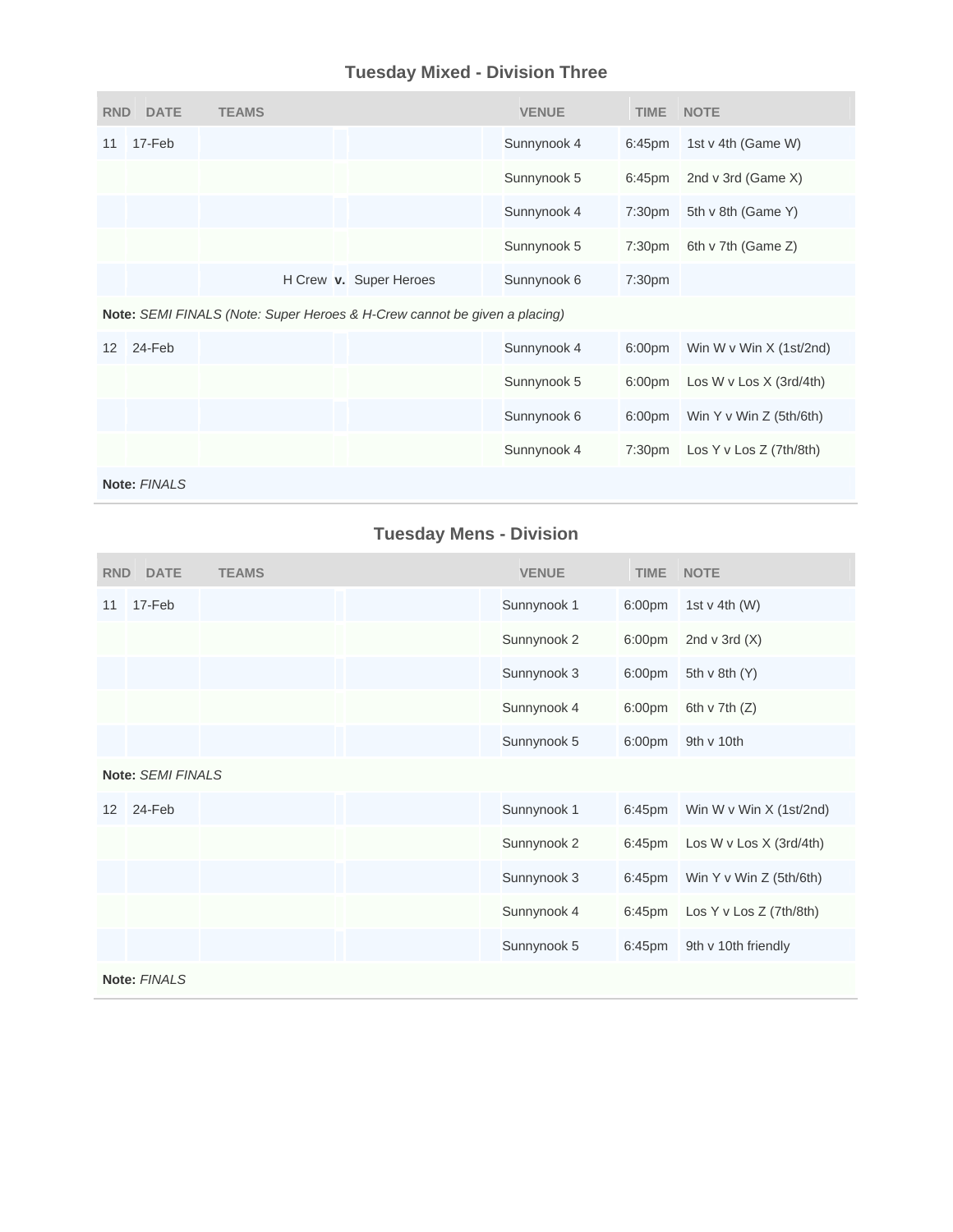## Tuesday Mixed - Division Three

| RND | DATE | TEAMS | | | VENUE | TIME | NOTE |
|---|---|---|---|---|---|---|---|
| 11 | 17-Feb | | | | Sunnynook 4 | 6:45pm | 1st v 4th (Game W) |
| | | | | | Sunnynook 5 | 6:45pm | 2nd v 3rd (Game X) |
| | | | | | Sunnynook 4 | 7:30pm | 5th v 8th (Game Y) |
| | | | | | Sunnynook 5 | 7:30pm | 6th v 7th (Game Z) |
| | | H Crew | **v.** | Super Heroes | Sunnynook 6 | 7:30pm | |
| **Note:** *SEMI FINALS (Note: Super Heroes & H-Crew cannot be given a placing)* | | | | | | | |
| 12 | 24-Feb | | | | Sunnynook 4 | 6:00pm | Win W v Win X (1st/2nd) |
| | | | | | Sunnynook 5 | 6:00pm | Los W v Los X (3rd/4th) |
| | | | | | Sunnynook 6 | 6:00pm | Win Y v Win Z (5th/6th) |
| | | | | | Sunnynook 4 | 7:30pm | Los Y v Los Z (7th/8th) |
| **Note:** *FINALS* | | | | | | | |

## Tuesday Mens - Division

| RND | DATE | TEAMS | | | VENUE | TIME | NOTE |
|---|---|---|---|---|---|---|---|
| 11 | 17-Feb | | | | Sunnynook 1 | 6:00pm | 1st v 4th (W) |
| | | | | | Sunnynook 2 | 6:00pm | 2nd v 3rd (X) |
| | | | | | Sunnynook 3 | 6:00pm | 5th v 8th (Y) |
| | | | | | Sunnynook 4 | 6:00pm | 6th v 7th (Z) |
| | | | | | Sunnynook 5 | 6:00pm | 9th v 10th |
| **Note:** *SEMI FINALS* | | | | | | | |
| 12 | 24-Feb | | | | Sunnynook 1 | 6:45pm | Win W v Win X (1st/2nd) |
| | | | | | Sunnynook 2 | 6:45pm | Los W v Los X (3rd/4th) |
| | | | | | Sunnynook 3 | 6:45pm | Win Y v Win Z (5th/6th) |
| | | | | | Sunnynook 4 | 6:45pm | Los Y v Los Z (7th/8th) |
| | | | | | Sunnynook 5 | 6:45pm | 9th v 10th friendly |
| **Note:** *FINALS* | | | | | | | |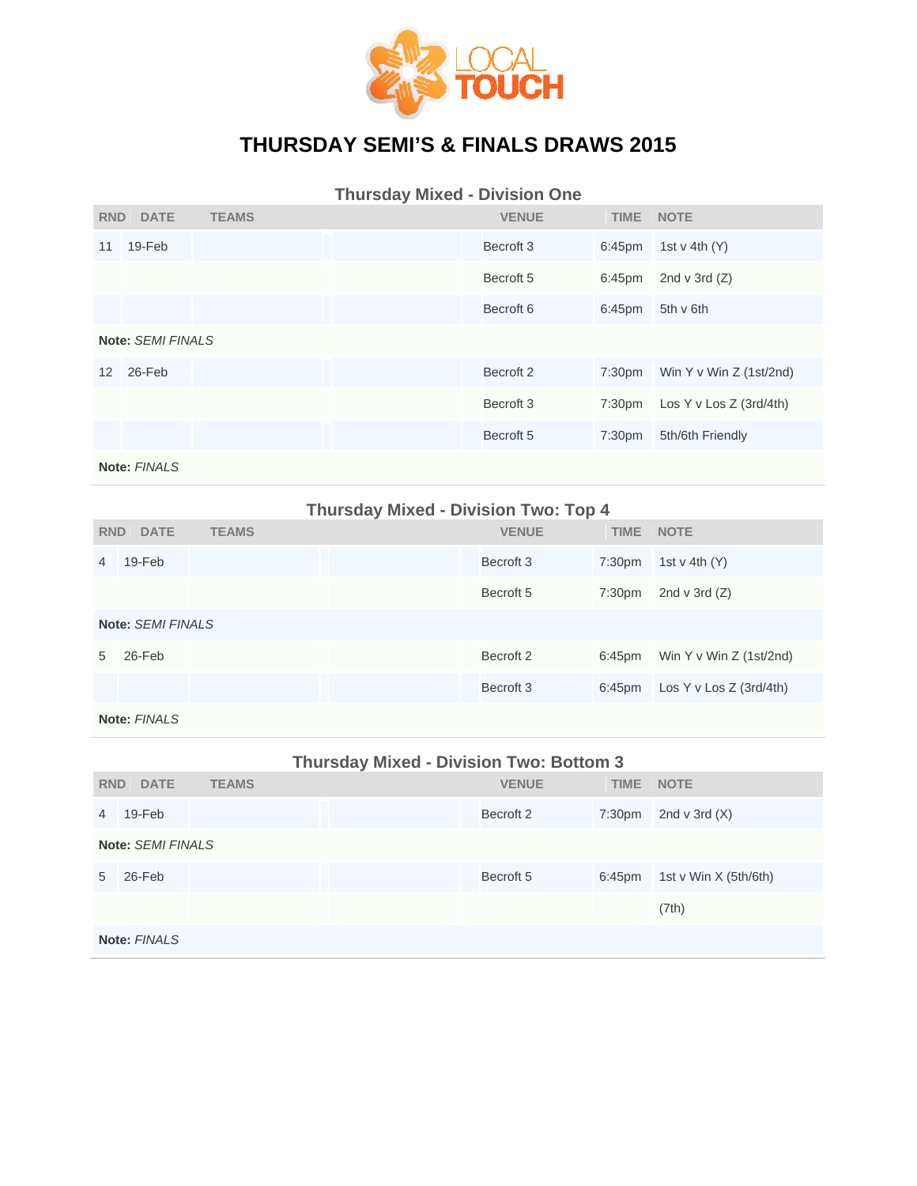# THURSDAY SEMI'S & FINALS DRAWS 2015

## Thursday Mixed - Division One

| RND | DATE | TEAMS | | VENUE | TIME | NOTE |
|---|---|---|---|---|---|---|
| 11 | 19-Feb | | | Becroft 3 | 6:45pm | 1st v 4th (Y) |
| | | | | Becroft 5 | 6:45pm | 2nd v 3rd (Z) |
| | | | | Becroft 6 | 6:45pm | 5th v 6th |
| **Note:** *SEMI FINALS* | | | | | | |
| 12 | 26-Feb | | | Becroft 2 | 7:30pm | Win Y v Win Z (1st/2nd) |
| | | | | Becroft 3 | 7:30pm | Los Y v Los Z (3rd/4th) |
| | | | | Becroft 5 | 7:30pm | 5th/6th Friendly |
| **Note:** *FINALS* | | | | | | |

## Thursday Mixed - Division Two: Top 4

| RND | DATE | TEAMS | | VENUE | TIME | NOTE |
|---|---|---|---|---|---|---|
| 4 | 19-Feb | | | Becroft 3 | 7:30pm | 1st v 4th (Y) |
| | | | | Becroft 5 | 7:30pm | 2nd v 3rd (Z) |
| **Note:** *SEMI FINALS* | | | | | | |
| 5 | 26-Feb | | | Becroft 2 | 6:45pm | Win Y v Win Z (1st/2nd) |
| | | | | Becroft 3 | 6:45pm | Los Y v Los Z (3rd/4th) |
| **Note:** *FINALS* | | | | | | |

## Thursday Mixed - Division Two: Bottom 3

| RND | DATE | TEAMS | | VENUE | TIME | NOTE |
|---|---|---|---|---|---|---|
| 4 | 19-Feb | | | Becroft 2 | 7:30pm | 2nd v 3rd (X) |
| **Note:** *SEMI FINALS* | | | | | | |
| 5 | 26-Feb | | | Becroft 5 | 6:45pm | 1st v Win X (5th/6th) |
| | | | | | | (7th) |
| **Note:** *FINALS* | | | | | | |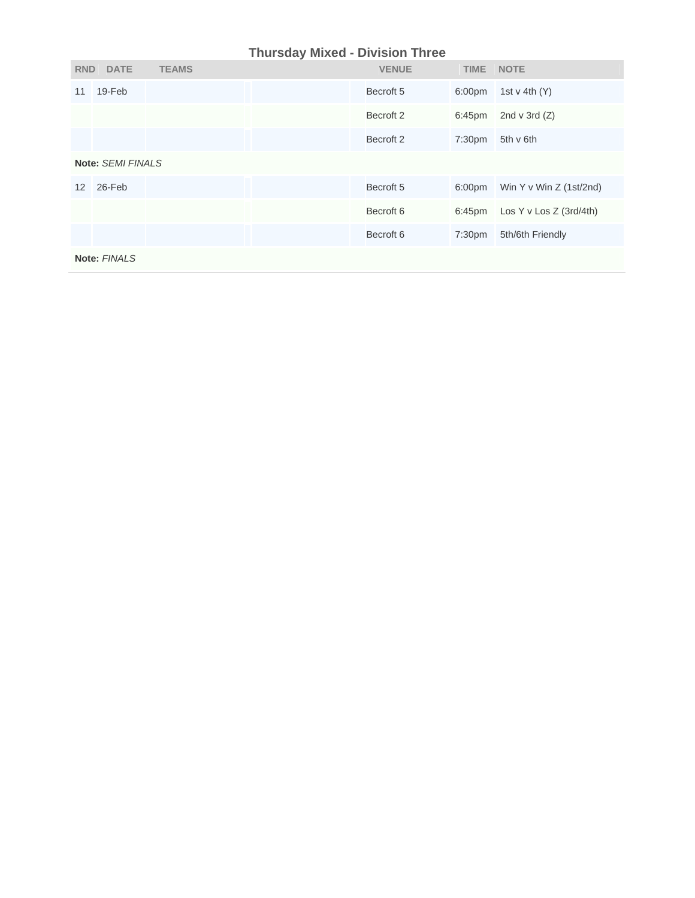## Thursday Mixed - Division Three

| RND | DATE | TEAMS | | | VENUE | TIME | NOTE |
|---|---|---|---|---|---|---|---|
| 11 | 19-Feb | | | | Becroft 5 | 6:00pm | 1st v 4th (Y) |
| | | | | | Becroft 2 | 6:45pm | 2nd v 3rd (Z) |
| | | | | | Becroft 2 | 7:30pm | 5th v 6th |
| **Note:** *SEMI FINALS* | | | | | | | |
| 12 | 26-Feb | | | | Becroft 5 | 6:00pm | Win Y v Win Z (1st/2nd) |
| | | | | | Becroft 6 | 6:45pm | Los Y v Los Z (3rd/4th) |
| | | | | | Becroft 6 | 7:30pm | 5th/6th Friendly |
| **Note:** *FINALS* | | | | | | | |